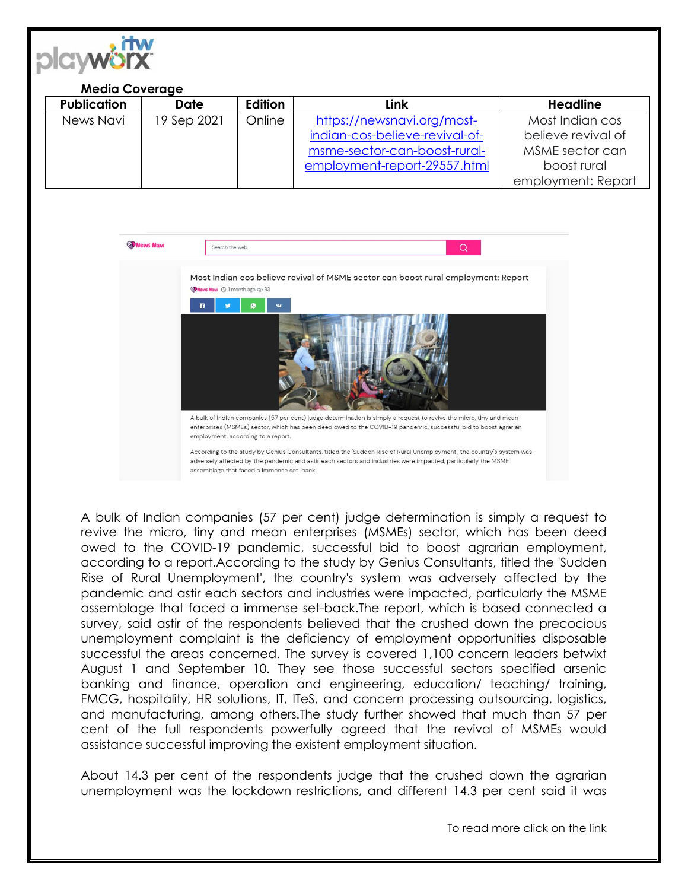**Media Coverage**

| Publication | Date | Edition | Link | Headline |
|---|---|---|---|---|
| News Navi | 19 Sep 2021 | Online | https://newsnavi.org/most-indian-cos-believe-revival-of-msme-sector-can-boost-rural-employment-report-29557.html | Most Indian cos believe revival of MSME sector can boost rural employment: Report |

A bulk of Indian companies (57 per cent) judge determination is simply a request to revive the micro, tiny and mean enterprises (MSMEs) sector, which has been deed owed to the COVID-19 pandemic, successful bid to boost agrarian employment, according to a report.According to the study by Genius Consultants, titled the 'Sudden Rise of Rural Unemployment', the country's system was adversely affected by the pandemic and astir each sectors and industries were impacted, particularly the MSME assemblage that faced a immense set-back.The report, which is based connected a survey, said astir of the respondents believed that the crushed down the precocious unemployment complaint is the deficiency of employment opportunities disposable successful the areas concerned. The survey is covered 1,100 concern leaders betwixt August 1 and September 10. They see those successful sectors specified arsenic banking and finance, operation and engineering, education/ teaching/ training, FMCG, hospitality, HR solutions, IT, ITeS, and concern processing outsourcing, logistics, and manufacturing, among others.The study further showed that much than 57 per cent of the full respondents powerfully agreed that the revival of MSMEs would assistance successful improving the existent employment situation.

About 14.3 per cent of the respondents judge that the crushed down the agrarian unemployment was the lockdown restrictions, and different 14.3 per cent said it was

To read more click on the link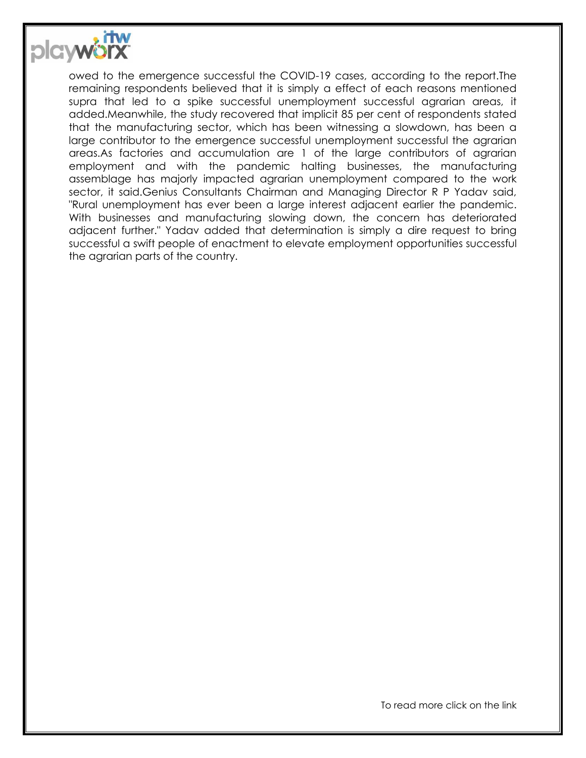owed to the emergence successful the COVID-19 cases, according to the report.The remaining respondents believed that it is simply a effect of each reasons mentioned supra that led to a spike successful unemployment successful agrarian areas, it added.Meanwhile, the study recovered that implicit 85 per cent of respondents stated that the manufacturing sector, which has been witnessing a slowdown, has been a large contributor to the emergence successful unemployment successful the agrarian areas.As factories and accumulation are 1 of the large contributors of agrarian employment and with the pandemic halting businesses, the manufacturing assemblage has majorly impacted agrarian unemployment compared to the work sector, it said.Genius Consultants Chairman and Managing Director R P Yadav said, "Rural unemployment has ever been a large interest adjacent earlier the pandemic. With businesses and manufacturing slowing down, the concern has deteriorated adjacent further." Yadav added that determination is simply a dire request to bring successful a swift people of enactment to elevate employment opportunities successful the agrarian parts of the country.

To read more click on the link